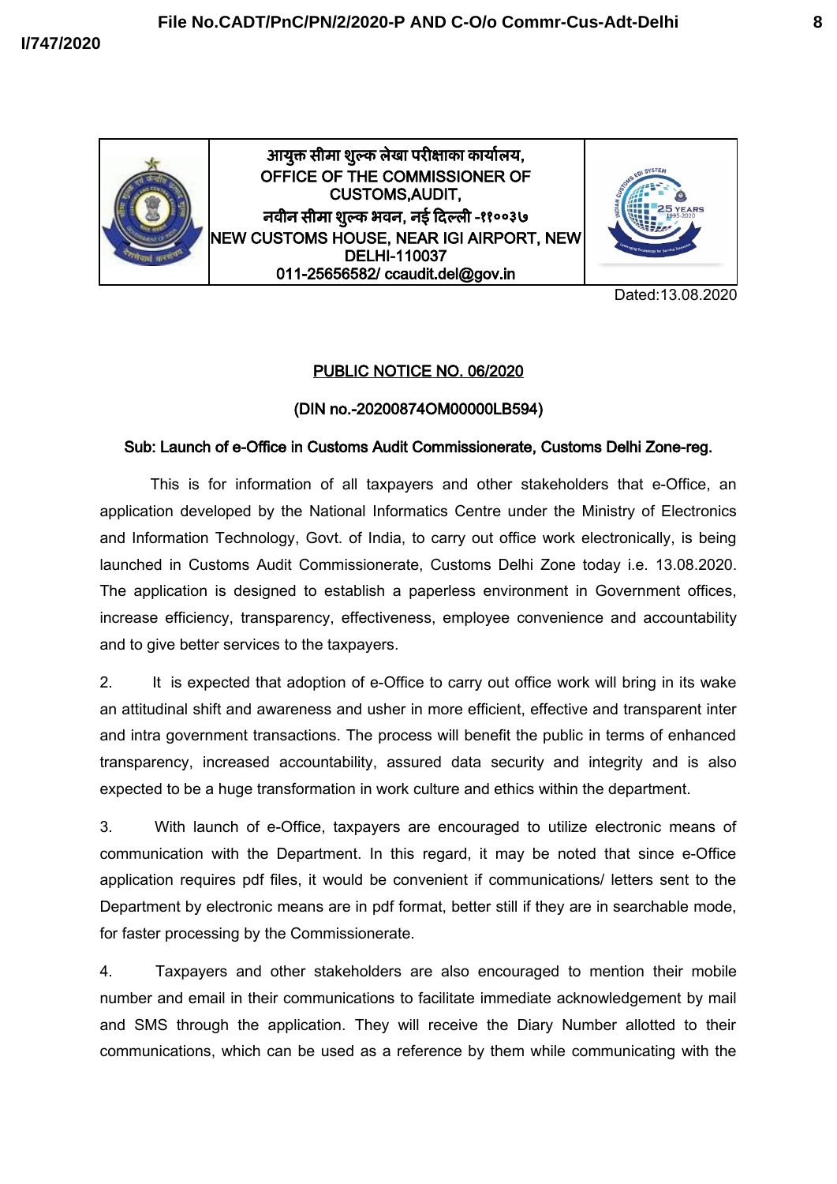| | आयुक्त सीमा शुल्क लेखा परीक्षाका कार्यालय,<br>OFFICE OF THE COMMISSIONER OF CUSTOMS,AUDIT,<br>नवीन सीमा शुल्क भवन, नई दिल्ली -११००३७<br>NEW CUSTOMS HOUSE, NEAR IGI AIRPORT, NEW DELHI-110037<br>011-25656582/ ccaudit.del@gov.in | |
|---|---|---|

Dated:13.08.2020

## PUBLIC NOTICE NO. 06/2020

**(DIN no.-20200874OM00000LB594)**

**Sub: Launch of e-Office in Customs Audit Commissionerate, Customs Delhi Zone-reg.**

This is for information of all taxpayers and other stakeholders that e-Office, an application developed by the National Informatics Centre under the Ministry of Electronics and Information Technology, Govt. of India, to carry out office work electronically, is being launched in Customs Audit Commissionerate, Customs Delhi Zone today i.e. 13.08.2020. The application is designed to establish a paperless environment in Government offices, increase efficiency, transparency, effectiveness, employee convenience and accountability and to give better services to the taxpayers.

2. It is expected that adoption of e-Office to carry out office work will bring in its wake an attitudinal shift and awareness and usher in more efficient, effective and transparent inter and intra government transactions. The process will benefit the public in terms of enhanced transparency, increased accountability, assured data security and integrity and is also expected to be a huge transformation in work culture and ethics within the department.

3. With launch of e-Office, taxpayers are encouraged to utilize electronic means of communication with the Department. In this regard, it may be noted that since e-Office application requires pdf files, it would be convenient if communications/ letters sent to the Department by electronic means are in pdf format, better still if they are in searchable mode, for faster processing by the Commissionerate.

4. Taxpayers and other stakeholders are also encouraged to mention their mobile number and email in their communications to facilitate immediate acknowledgement by mail and SMS through the application. They will receive the Diary Number allotted to their communications, which can be used as a reference by them while communicating with the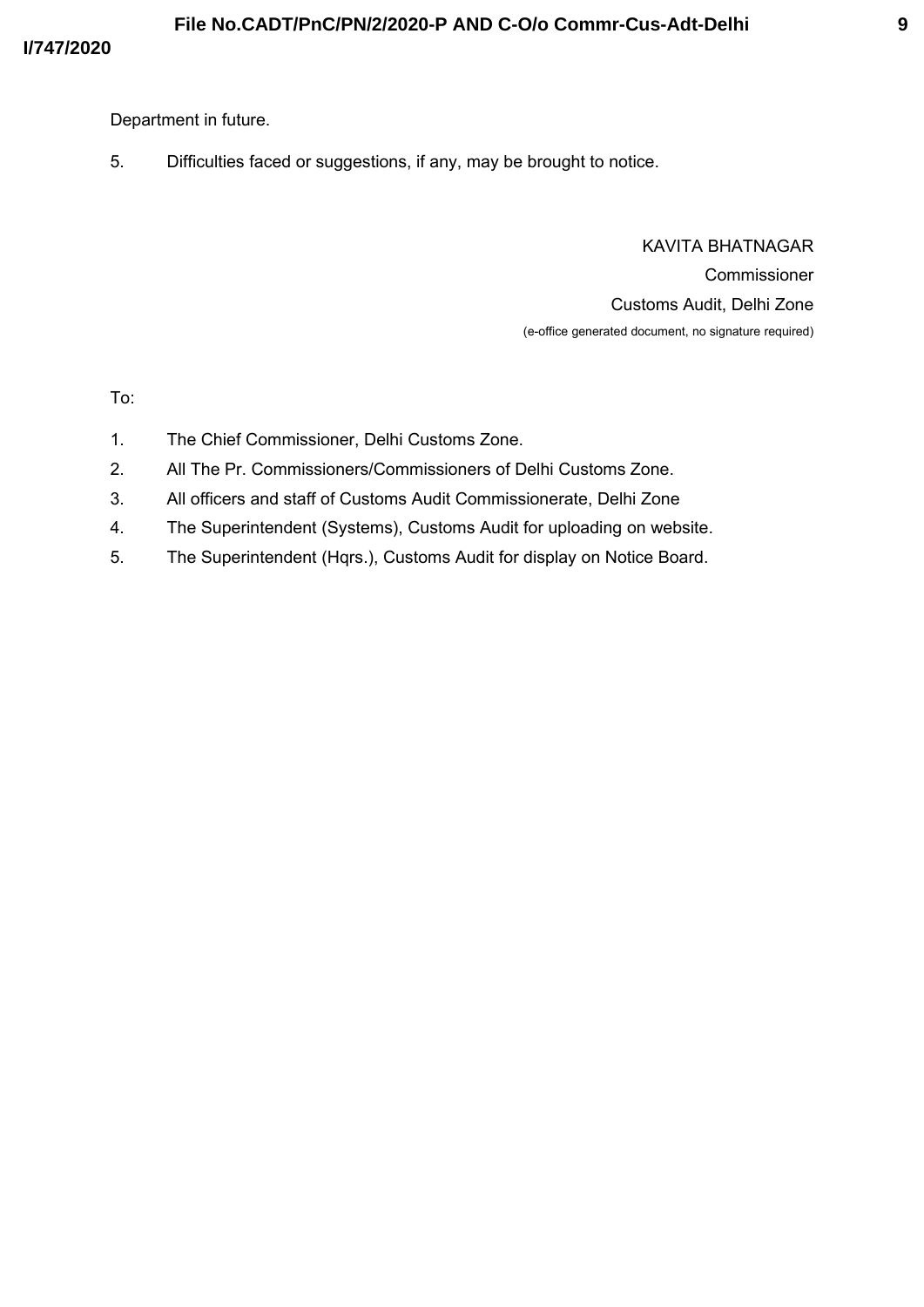Department in future.

5. Difficulties faced or suggestions, if any, may be brought to notice.

KAVITA BHATNAGAR

Commissioner

Customs Audit, Delhi Zone

(e-office generated document, no signature required)

To:

1. The Chief Commissioner, Delhi Customs Zone.
2. All The Pr. Commissioners/Commissioners of Delhi Customs Zone.
3. All officers and staff of Customs Audit Commissionerate, Delhi Zone
4. The Superintendent (Systems), Customs Audit for uploading on website.
5. The Superintendent (Hqrs.), Customs Audit for display on Notice Board.